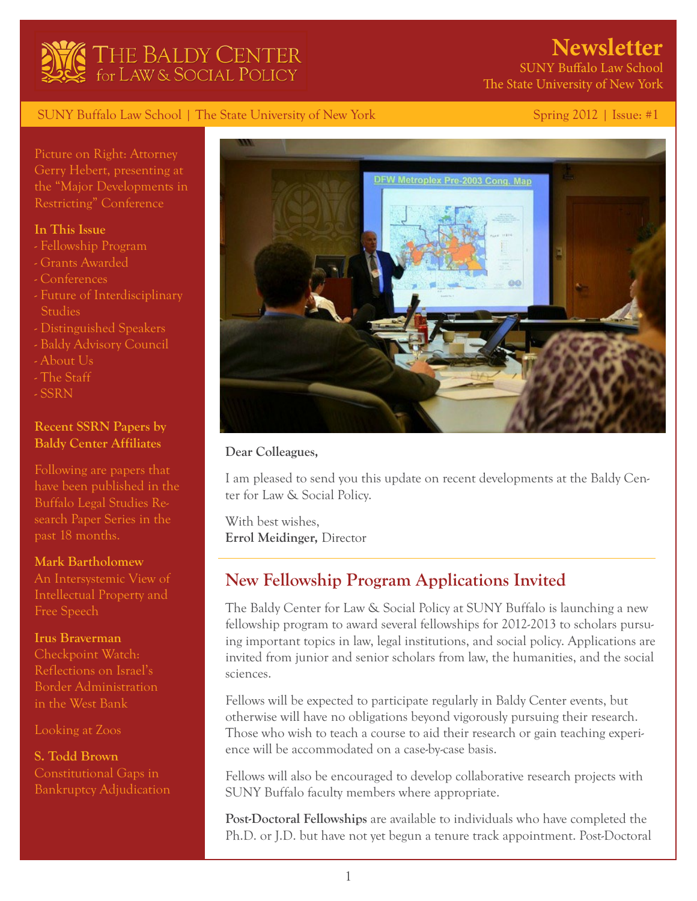# THE BALDY CENTER for LAW & SOCIAL POLICY

## Newsletter

SUNY Buffalo Law School
The State University of New York

SUNY Buffalo Law School | The State University of New York — Spring 2012 | Issue: #1

Picture on Right: Attorney Gerry Hebert, presenting at the "Major Developments in Restricting" Conference

**In This Issue**

- Fellowship Program
- Grants Awarded
- Conferences
- Future of Interdisciplinary Studies
- Distinguished Speakers
- Baldy Advisory Council
- About Us
- The Staff
- SSRN

**Recent SSRN Papers by Baldy Center Affiliates**

Following are papers that have been published in the Buffalo Legal Studies Research Paper Series in the past 18 months.

**Mark Bartholomew**
An Intersystemic View of Intellectual Property and Free Speech

**Irus Braverman**
Checkpoint Watch: Reflections on Israel's Border Administration in the West Bank

Looking at Zoos

**S. Todd Brown**
Constitutional Gaps in Bankruptcy Adjudication

**Dear Colleagues,**

I am pleased to send you this update on recent developments at the Baldy Center for Law & Social Policy.

With best wishes,
**Errol Meidinger,** Director

## New Fellowship Program Applications Invited

The Baldy Center for Law & Social Policy at SUNY Buffalo is launching a new fellowship program to award several fellowships for 2012-2013 to scholars pursuing important topics in law, legal institutions, and social policy. Applications are invited from junior and senior scholars from law, the humanities, and the social sciences.

Fellows will be expected to participate regularly in Baldy Center events, but otherwise will have no obligations beyond vigorously pursuing their research. Those who wish to teach a course to aid their research or gain teaching experience will be accommodated on a case-by-case basis.

Fellows will also be encouraged to develop collaborative research projects with SUNY Buffalo faculty members where appropriate.

**Post-Doctoral Fellowships** are available to individuals who have completed the Ph.D. or J.D. but have not yet begun a tenure track appointment. Post-Doctoral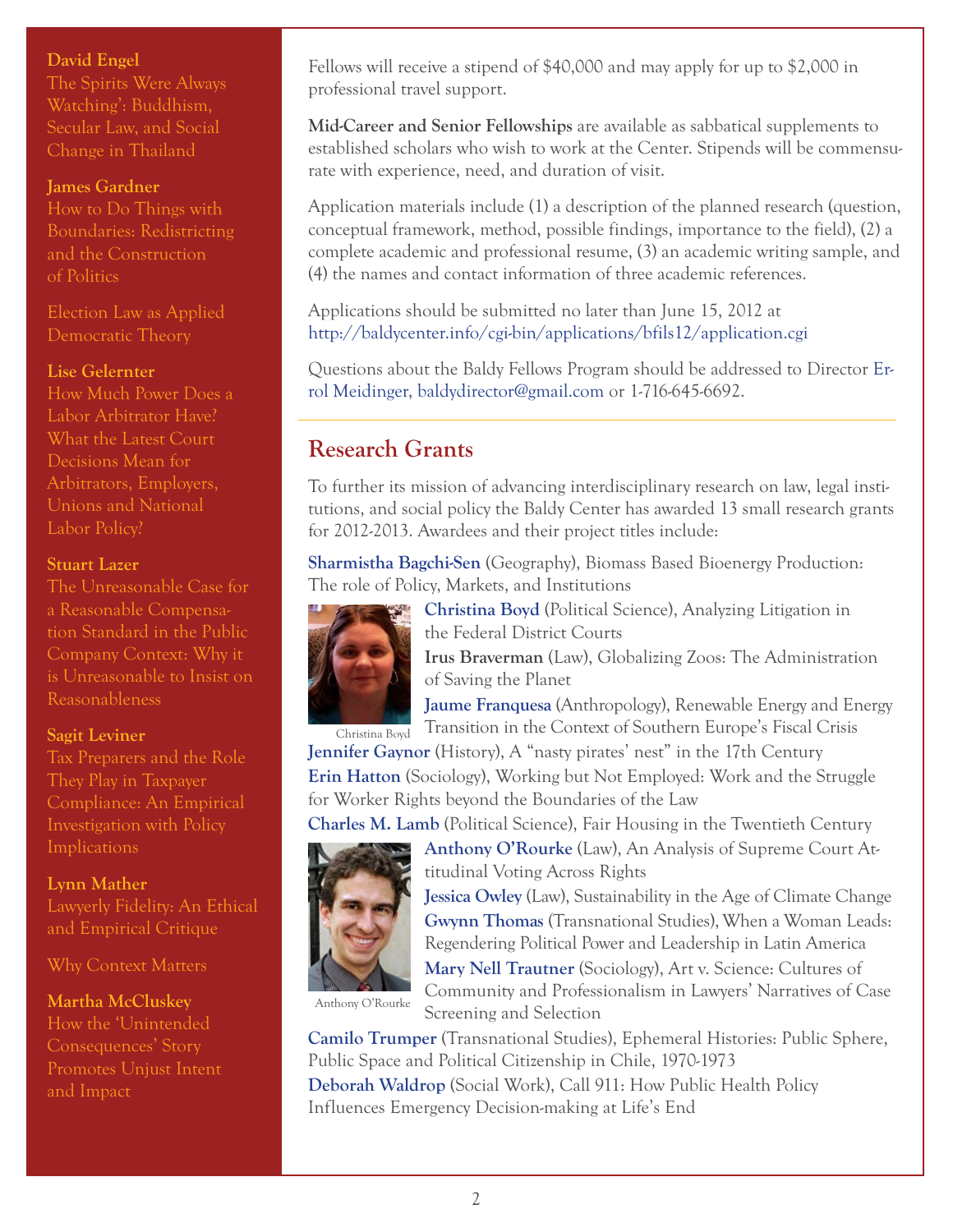**David Engel**
The Spirits Were Always Watching': Buddhism, Secular Law, and Social Change in Thailand

**James Gardner**
How to Do Things with Boundaries: Redistricting and the Construction of Politics

Election Law as Applied Democratic Theory

**Lise Gelernter**
How Much Power Does a Labor Arbitrator Have? What the Latest Court Decisions Mean for Arbitrators, Employers, Unions and National Labor Policy?

**Stuart Lazer**
The Unreasonable Case for a Reasonable Compensation Standard in the Public Company Context: Why it is Unreasonable to Insist on Reasonableness

**Sagit Leviner**
Tax Preparers and the Role They Play in Taxpayer Compliance: An Empirical Investigation with Policy Implications

**Lynn Mather**
Lawyerly Fidelity: An Ethical and Empirical Critique

Why Context Matters

**Martha McCluskey**
How the 'Unintended Consequences' Story Promotes Unjust Intent and Impact

Fellows will receive a stipend of $40,000 and may apply for up to $2,000 in professional travel support.

**Mid-Career and Senior Fellowships** are available as sabbatical supplements to established scholars who wish to work at the Center. Stipends will be commensurate with experience, need, and duration of visit.

Application materials include (1) a description of the planned research (question, conceptual framework, method, possible findings, importance to the field), (2) a complete academic and professional resume, (3) an academic writing sample, and (4) the names and contact information of three academic references.

Applications should be submitted no later than June 15, 2012 at http://baldycenter.info/cgi-bin/applications/bfils12/application.cgi

Questions about the Baldy Fellows Program should be addressed to Director Errol Meidinger, baldydirector@gmail.com or 1-716-645-6692.

## Research Grants

To further its mission of advancing interdisciplinary research on law, legal institutions, and social policy the Baldy Center has awarded 13 small research grants for 2012-2013. Awardees and their project titles include:

**Sharmistha Bagchi-Sen** (Geography), Biomass Based Bioenergy Production: The role of Policy, Markets, and Institutions

**Christina Boyd** (Political Science), Analyzing Litigation in the Federal District Courts

**Irus Braverman** (Law), Globalizing Zoos: The Administration of Saving the Planet

**Jaume Franquesa** (Anthropology), Renewable Energy and Energy Transition in the Context of Southern Europe's Fiscal Crisis

Christina Boyd

**Jennifer Gaynor** (History), A "nasty pirates' nest" in the 17th Century

**Erin Hatton** (Sociology), Working but Not Employed: Work and the Struggle for Worker Rights beyond the Boundaries of the Law

**Charles M. Lamb** (Political Science), Fair Housing in the Twentieth Century

**Anthony O'Rourke** (Law), An Analysis of Supreme Court Attitudinal Voting Across Rights

**Jessica Owley** (Law), Sustainability in the Age of Climate Change

**Gwynn Thomas** (Transnational Studies), When a Woman Leads: Regendering Political Power and Leadership in Latin America

**Mary Nell Trautner** (Sociology), Art v. Science: Cultures of Community and Professionalism in Lawyers' Narratives of Case Screening and Selection

Anthony O'Rourke

**Camilo Trumper** (Transnational Studies), Ephemeral Histories: Public Sphere, Public Space and Political Citizenship in Chile, 1970-1973

**Deborah Waldrop** (Social Work), Call 911: How Public Health Policy Influences Emergency Decision-making at Life's End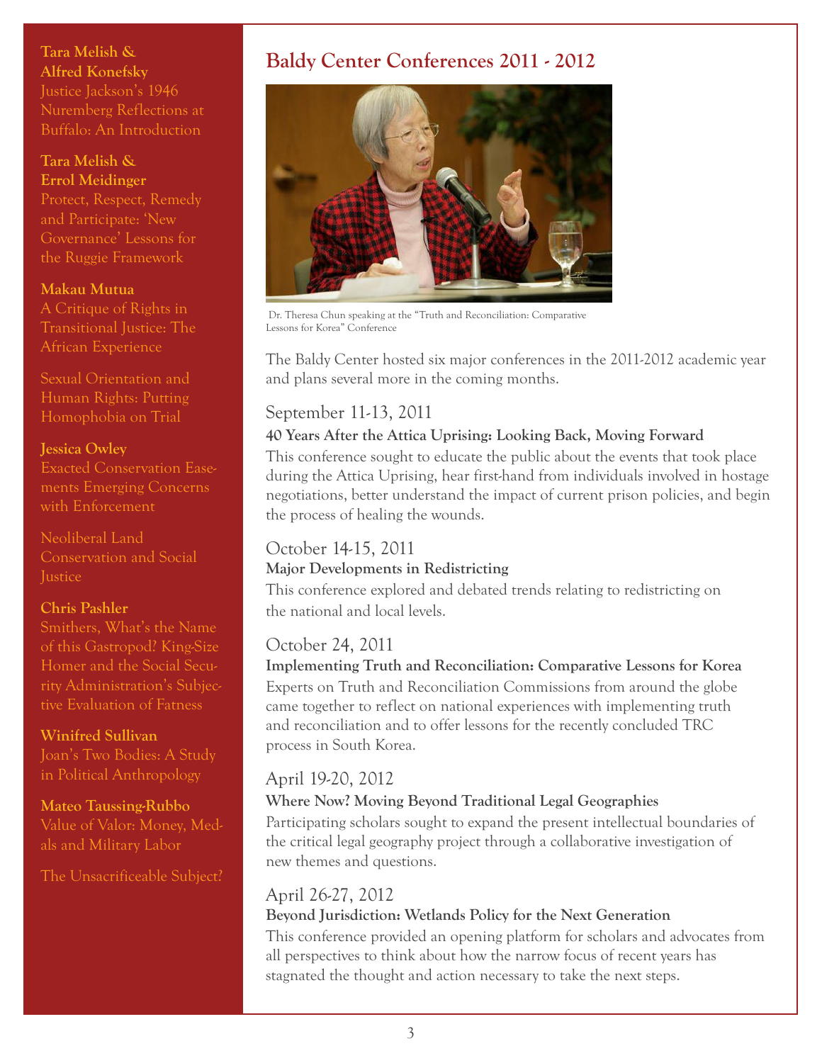## Baldy Center Conferences 2011 - 2012

Dr. Theresa Chun speaking at the "Truth and Reconciliation: Comparative Lessons for Korea" Conference

The Baldy Center hosted six major conferences in the 2011-2012 academic year and plans several more in the coming months.

### September 11-13, 2011

**40 Years After the Attica Uprising: Looking Back, Moving Forward**

This conference sought to educate the public about the events that took place during the Attica Uprising, hear first-hand from individuals involved in hostage negotiations, better understand the impact of current prison policies, and begin the process of healing the wounds.

### October 14-15, 2011

**Major Developments in Redistricting**

This conference explored and debated trends relating to redistricting on the national and local levels.

### October 24, 2011

**Implementing Truth and Reconciliation: Comparative Lessons for Korea**

Experts on Truth and Reconciliation Commissions from around the globe came together to reflect on national experiences with implementing truth and reconciliation and to offer lessons for the recently concluded TRC process in South Korea.

### April 19-20, 2012

**Where Now? Moving Beyond Traditional Legal Geographies**

Participating scholars sought to expand the present intellectual boundaries of the critical legal geography project through a collaborative investigation of new themes and questions.

### April 26-27, 2012

**Beyond Jurisdiction: Wetlands Policy for the Next Generation**

This conference provided an opening platform for scholars and advocates from all perspectives to think about how the narrow focus of recent years has stagnated the thought and action necessary to take the next steps.

---

**Tara Melish & Alfred Konefsky**
Justice Jackson's 1946 Nuremberg Reflections at Buffalo: An Introduction

**Tara Melish & Errol Meidinger**
Protect, Respect, Remedy and Participate: 'New Governance' Lessons for the Ruggie Framework

**Makau Mutua**
A Critique of Rights in Transitional Justice: The African Experience

Sexual Orientation and Human Rights: Putting Homophobia on Trial

**Jessica Owley**
Exacted Conservation Easements Emerging Concerns with Enforcement

Neoliberal Land Conservation and Social Justice

**Chris Pashler**
Smithers, What's the Name of this Gastropod? King-Size Homer and the Social Security Administration's Subjective Evaluation of Fatness

**Winifred Sullivan**
Joan's Two Bodies: A Study in Political Anthropology

**Mateo Taussing-Rubbo**
Value of Valor: Money, Medals and Military Labor

The Unsacrificeable Subject?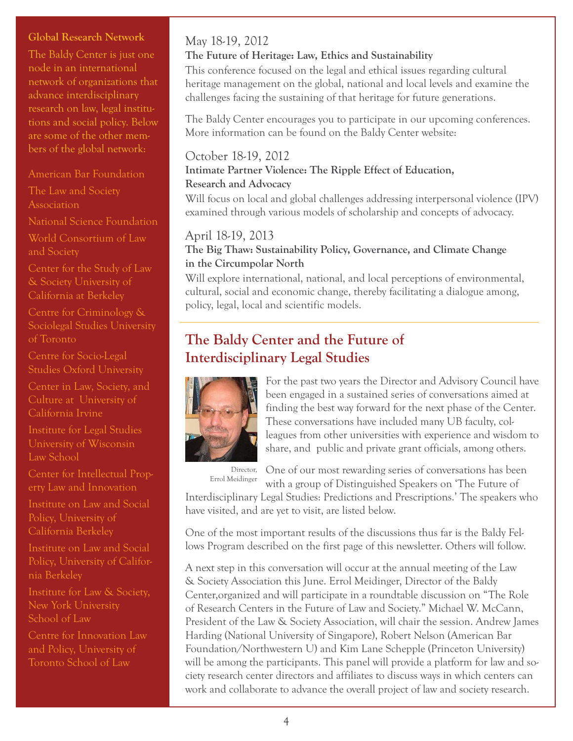## Global Research Network

The Baldy Center is just one node in an international network of organizations that advance interdisciplinary research on law, legal institutions and social policy. Below are some of the other members of the global network:

- American Bar Foundation
- The Law and Society Association
- National Science Foundation
- World Consortium of Law and Society
- Center for the Study of Law & Society University of California at Berkeley
- Centre for Criminology & Sociolegal Studies University of Toronto
- Centre for Socio-Legal Studies Oxford University
- Center in Law, Society, and Culture at University of California Irvine
- Institute for Legal Studies University of Wisconsin Law School
- Center for Intellectual Property Law and Innovation
- Institute on Law and Social Policy, University of California Berkeley
- Institute on Law and Social Policy, University of California Berkeley
- Institute for Law & Society, New York University School of Law
- Centre for Innovation Law and Policy, University of Toronto School of Law

May 18-19, 2012

**The Future of Heritage: Law, Ethics and Sustainability**

This conference focused on the legal and ethical issues regarding cultural heritage management on the global, national and local levels and examine the challenges facing the sustaining of that heritage for future generations.

The Baldy Center encourages you to participate in our upcoming conferences. More information can be found on the Baldy Center website:

October 18-19, 2012

**Intimate Partner Violence: The Ripple Effect of Education, Research and Advocacy**

Will focus on local and global challenges addressing interpersonal violence (IPV) examined through various models of scholarship and concepts of advocacy.

April 18-19, 2013

**The Big Thaw: Sustainability Policy, Governance, and Climate Change in the Circumpolar North**

Will explore international, national, and local perceptions of environmental, cultural, social and economic change, thereby facilitating a dialogue among, policy, legal, local and scientific models.

## The Baldy Center and the Future of Interdisciplinary Legal Studies

Director, Errol Meidinger

For the past two years the Director and Advisory Council have been engaged in a sustained series of conversations aimed at finding the best way forward for the next phase of the Center. These conversations have included many UB faculty, colleagues from other universities with experience and wisdom to share, and public and private grant officials, among others.

One of our most rewarding series of conversations has been with a group of Distinguished Speakers on 'The Future of Interdisciplinary Legal Studies: Predictions and Prescriptions.' The speakers who have visited, and are yet to visit, are listed below.

One of the most important results of the discussions thus far is the Baldy Fellows Program described on the first page of this newsletter. Others will follow.

A next step in this conversation will occur at the annual meeting of the Law & Society Association this June. Errol Meidinger, Director of the Baldy Center,organized and will participate in a roundtable discussion on "The Role of Research Centers in the Future of Law and Society." Michael W. McCann, President of the Law & Society Association, will chair the session. Andrew James Harding (National University of Singapore), Robert Nelson (American Bar Foundation/Northwestern U) and Kim Lane Schepple (Princeton University) will be among the participants. This panel will provide a platform for law and society research center directors and affiliates to discuss ways in which centers can work and collaborate to advance the overall project of law and society research.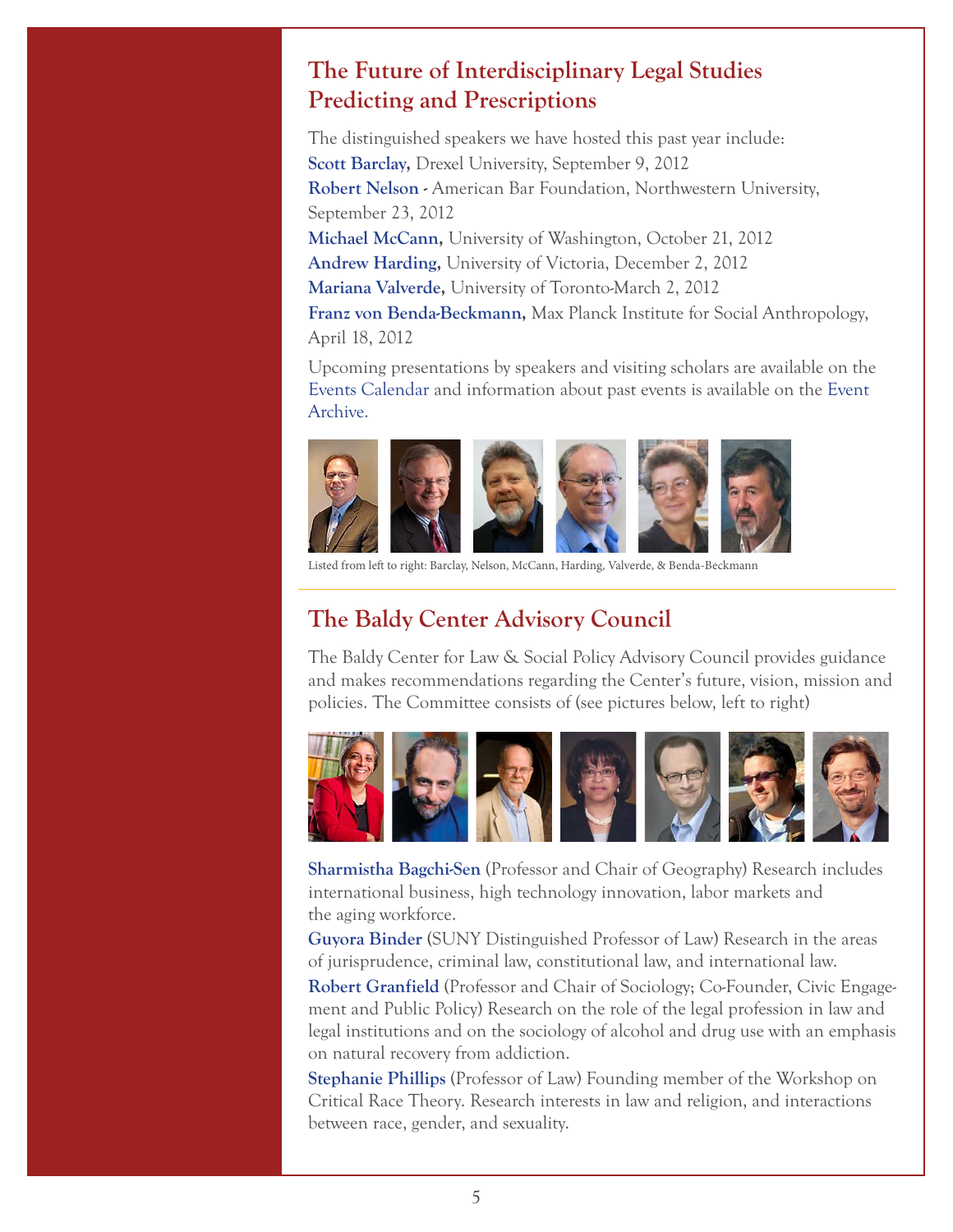## The Future of Interdisciplinary Legal Studies Predicting and Prescriptions

The distinguished speakers we have hosted this past year include:

**Scott Barclay,** Drexel University, September 9, 2012

**Robert Nelson** - American Bar Foundation, Northwestern University, September 23, 2012

**Michael McCann,** University of Washington, October 21, 2012

**Andrew Harding,** University of Victoria, December 2, 2012

**Mariana Valverde,** University of Toronto-March 2, 2012

**Franz von Benda-Beckmann,** Max Planck Institute for Social Anthropology, April 18, 2012

Upcoming presentations by speakers and visiting scholars are available on the Events Calendar and information about past events is available on the Event Archive.

Listed from left to right: Barclay, Nelson, McCann, Harding, Valverde, & Benda-Beckmann

## The Baldy Center Advisory Council

The Baldy Center for Law & Social Policy Advisory Council provides guidance and makes recommendations regarding the Center's future, vision, mission and policies. The Committee consists of (see pictures below, left to right)

**Sharmistha Bagchi-Sen** (Professor and Chair of Geography) Research includes international business, high technology innovation, labor markets and the aging workforce.

**Guyora Binder** (SUNY Distinguished Professor of Law) Research in the areas of jurisprudence, criminal law, constitutional law, and international law.

**Robert Granfield** (Professor and Chair of Sociology; Co-Founder, Civic Engagement and Public Policy) Research on the role of the legal profession in law and legal institutions and on the sociology of alcohol and drug use with an emphasis on natural recovery from addiction.

**Stephanie Phillips** (Professor of Law) Founding member of the Workshop on Critical Race Theory. Research interests in law and religion, and interactions between race, gender, and sexuality.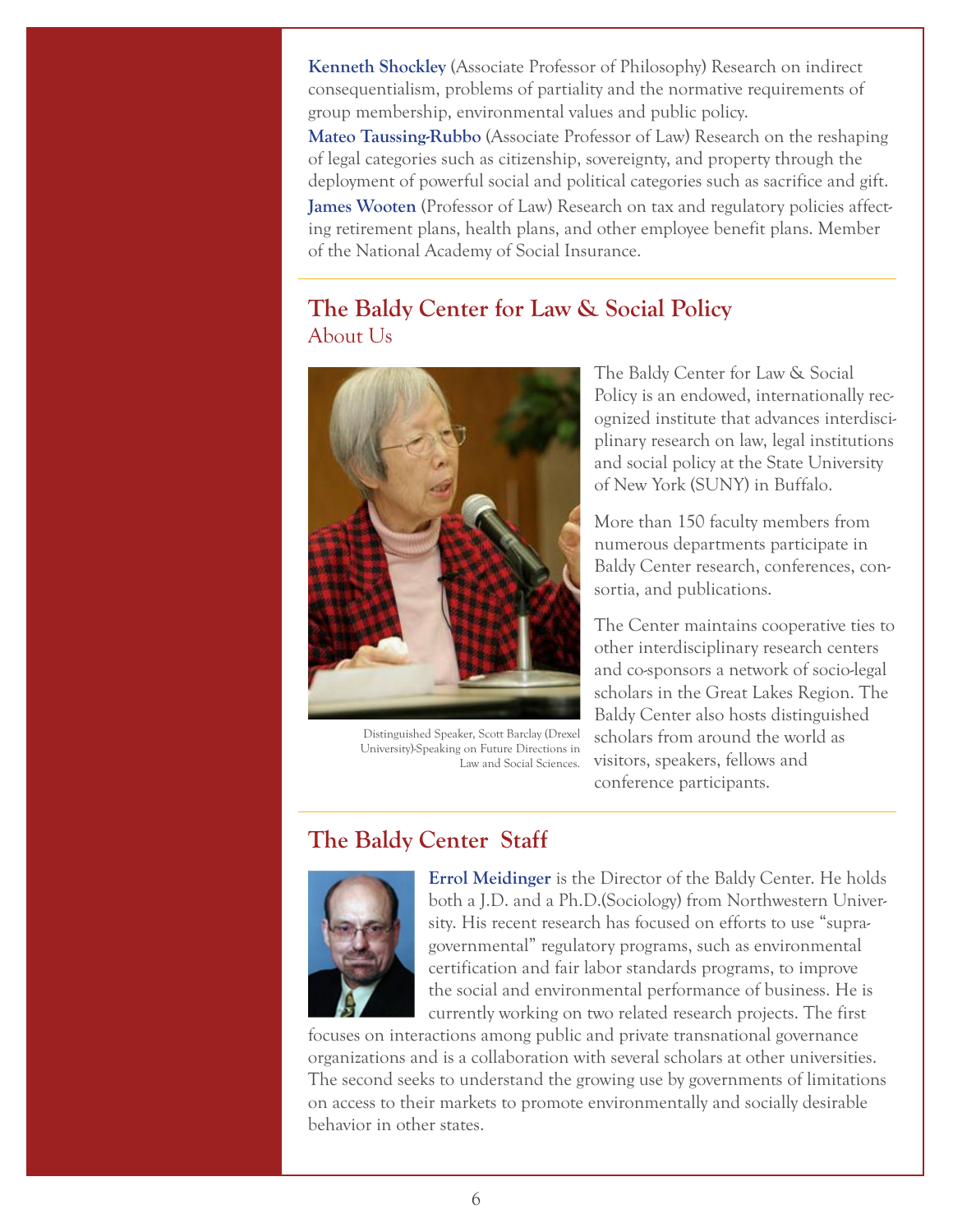**Kenneth Shockley** (Associate Professor of Philosophy) Research on indirect consequentialism, problems of partiality and the normative requirements of group membership, environmental values and public policy.

**Mateo Taussing-Rubbo** (Associate Professor of Law) Research on the reshaping of legal categories such as citizenship, sovereignty, and property through the deployment of powerful social and political categories such as sacrifice and gift.

**James Wooten** (Professor of Law) Research on tax and regulatory policies affecting retirement plans, health plans, and other employee benefit plans. Member of the National Academy of Social Insurance.

## The Baldy Center for Law & Social Policy

### About Us

Distinguished Speaker, Scott Barclay (Drexel University)-Speaking on Future Directions in Law and Social Sciences.

The Baldy Center for Law & Social Policy is an endowed, internationally recognized institute that advances interdisciplinary research on law, legal institutions and social policy at the State University of New York (SUNY) in Buffalo.

More than 150 faculty members from numerous departments participate in Baldy Center research, conferences, consortia, and publications.

The Center maintains cooperative ties to other interdisciplinary research centers and co-sponsors a network of socio-legal scholars in the Great Lakes Region. The Baldy Center also hosts distinguished scholars from around the world as visitors, speakers, fellows and conference participants.

## The Baldy Center Staff

**Errol Meidinger** is the Director of the Baldy Center. He holds both a J.D. and a Ph.D.(Sociology) from Northwestern University. His recent research has focused on efforts to use "supra-governmental" regulatory programs, such as environmental certification and fair labor standards programs, to improve the social and environmental performance of business. He is currently working on two related research projects. The first focuses on interactions among public and private transnational governance organizations and is a collaboration with several scholars at other universities. The second seeks to understand the growing use by governments of limitations on access to their markets to promote environmentally and socially desirable behavior in other states.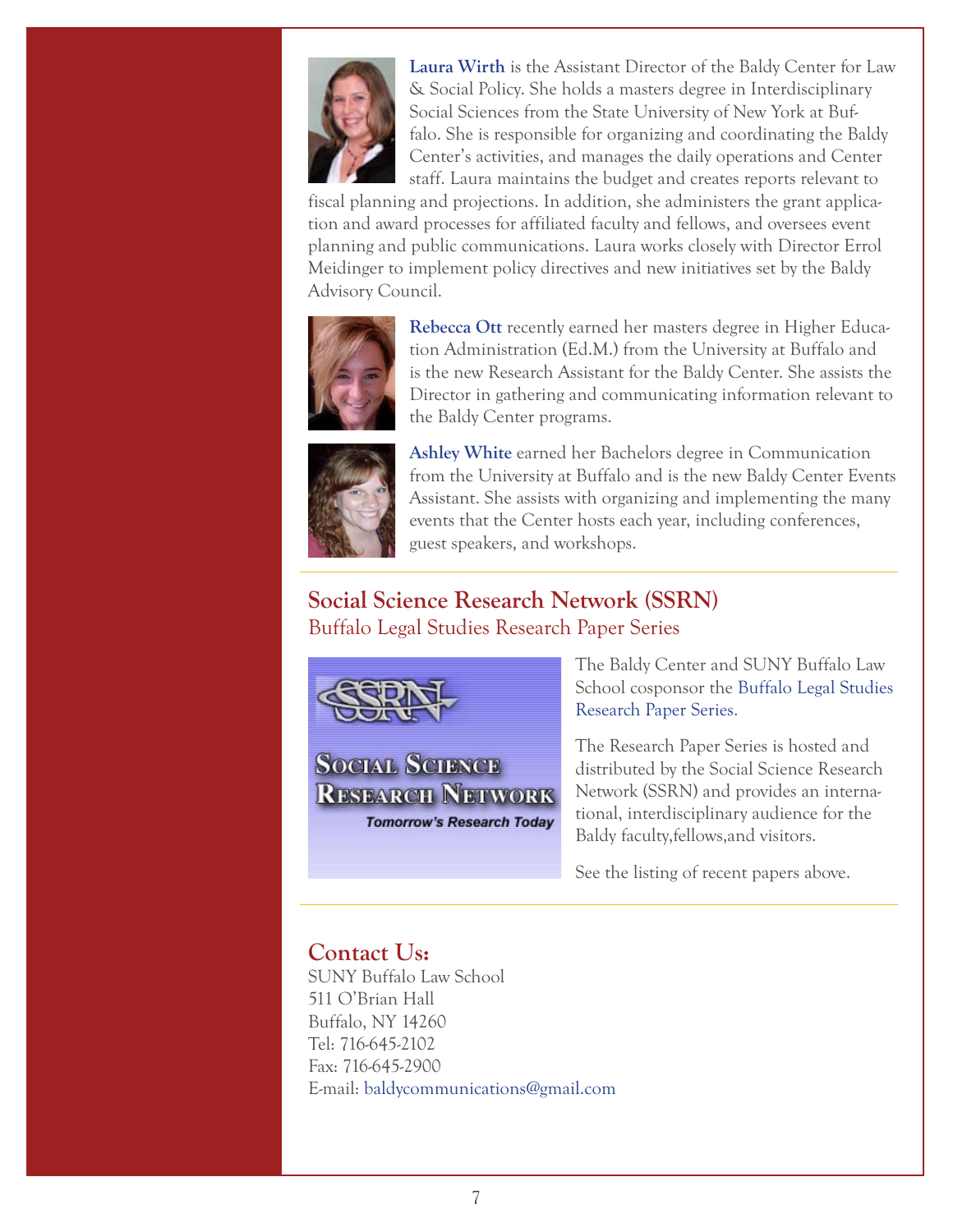**Laura Wirth** is the Assistant Director of the Baldy Center for Law & Social Policy. She holds a masters degree in Interdisciplinary Social Sciences from the State University of New York at Buffalo. She is responsible for organizing and coordinating the Baldy Center's activities, and manages the daily operations and Center staff. Laura maintains the budget and creates reports relevant to fiscal planning and projections. In addition, she administers the grant application and award processes for affiliated faculty and fellows, and oversees event planning and public communications. Laura works closely with Director Errol Meidinger to implement policy directives and new initiatives set by the Baldy Advisory Council.

**Rebecca Ott** recently earned her masters degree in Higher Education Administration (Ed.M.) from the University at Buffalo and is the new Research Assistant for the Baldy Center. She assists the Director in gathering and communicating information relevant to the Baldy Center programs.

**Ashley White** earned her Bachelors degree in Communication from the University at Buffalo and is the new Baldy Center Events Assistant. She assists with organizing and implementing the many events that the Center hosts each year, including conferences, guest speakers, and workshops.

## Social Science Research Network (SSRN)

Buffalo Legal Studies Research Paper Series

SSRN
SOCIAL SCIENCE RESEARCH NETWORK
Tomorrow's Research Today

The Baldy Center and SUNY Buffalo Law School cosponsor the Buffalo Legal Studies Research Paper Series.

The Research Paper Series is hosted and distributed by the Social Science Research Network (SSRN) and provides an international, interdisciplinary audience for the Baldy faculty,fellows,and visitors.

See the listing of recent papers above.

## Contact Us:

SUNY Buffalo Law School
511 O'Brian Hall
Buffalo, NY 14260
Tel: 716-645-2102
Fax: 716-645-2900
E-mail: baldycommunications@gmail.com